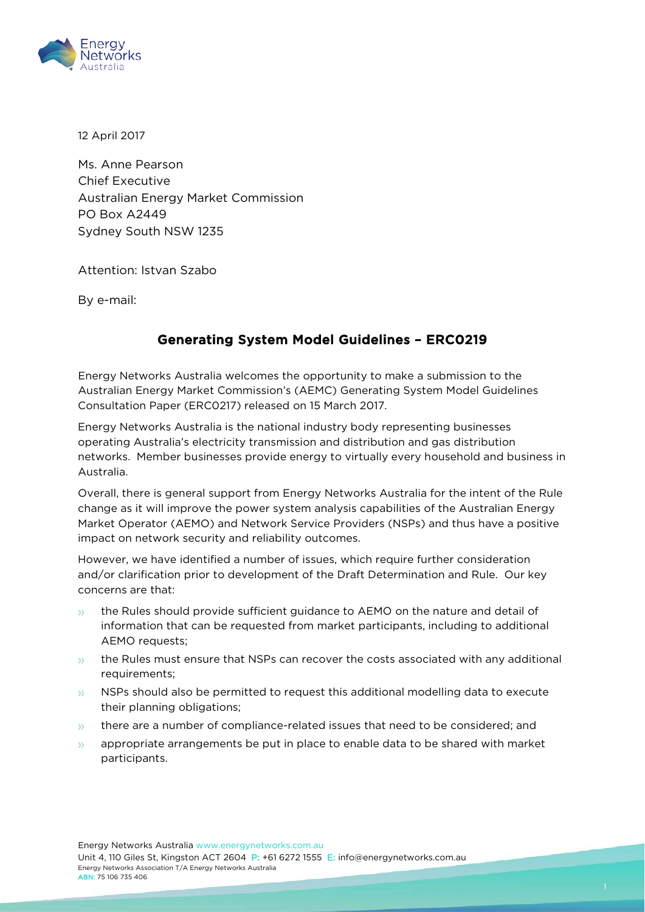12 April 2017

Ms. Anne Pearson
Chief Executive
Australian Energy Market Commission
PO Box A2449
Sydney South NSW 1235

Attention: Istvan Szabo

By e-mail:

## Generating System Model Guidelines – ERC0219

Energy Networks Australia welcomes the opportunity to make a submission to the Australian Energy Market Commission's (AEMC) Generating System Model Guidelines Consultation Paper (ERC0217) released on 15 March 2017.

Energy Networks Australia is the national industry body representing businesses operating Australia's electricity transmission and distribution and gas distribution networks. Member businesses provide energy to virtually every household and business in Australia.

Overall, there is general support from Energy Networks Australia for the intent of the Rule change as it will improve the power system analysis capabilities of the Australian Energy Market Operator (AEMO) and Network Service Providers (NSPs) and thus have a positive impact on network security and reliability outcomes.

However, we have identified a number of issues, which require further consideration and/or clarification prior to development of the Draft Determination and Rule. Our key concerns are that:

- the Rules should provide sufficient guidance to AEMO on the nature and detail of information that can be requested from market participants, including to additional AEMO requests;
- the Rules must ensure that NSPs can recover the costs associated with any additional requirements;
- NSPs should also be permitted to request this additional modelling data to execute their planning obligations;
- there are a number of compliance-related issues that need to be considered; and
- appropriate arrangements be put in place to enable data to be shared with market participants.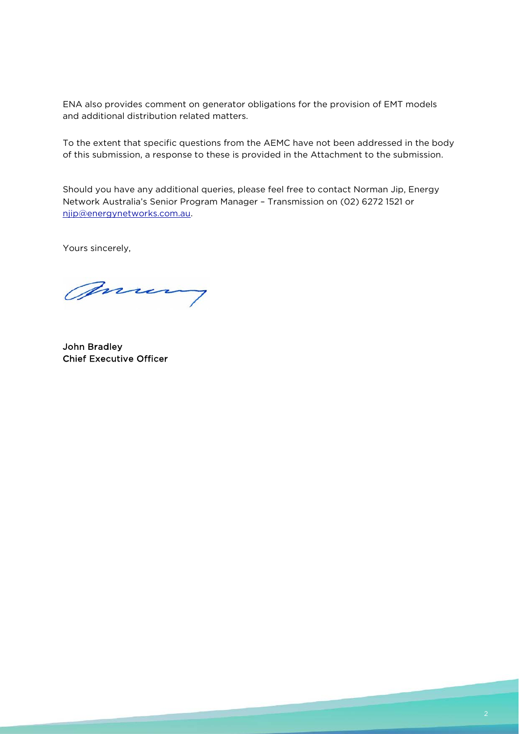ENA also provides comment on generator obligations for the provision of EMT models and additional distribution related matters.

To the extent that specific questions from the AEMC have not been addressed in the body of this submission, a response to these is provided in the Attachment to the submission.

Should you have any additional queries, please feel free to contact Norman Jip, Energy Network Australia's Senior Program Manager – Transmission on (02) 6272 1521 or njip@energynetworks.com.au.

Yours sincerely,

**John Bradley**
**Chief Executive Officer**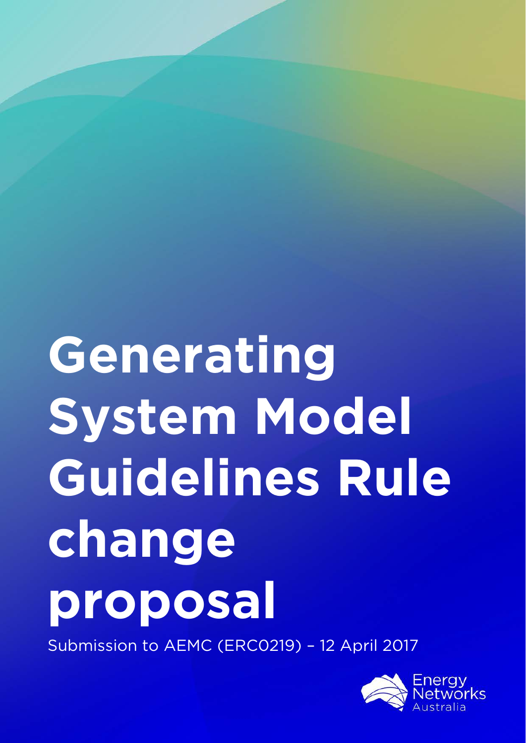# Generating System Model Guidelines Rule change proposal

Submission to AEMC (ERC0219) – 12 April 2017

Energy Networks Australia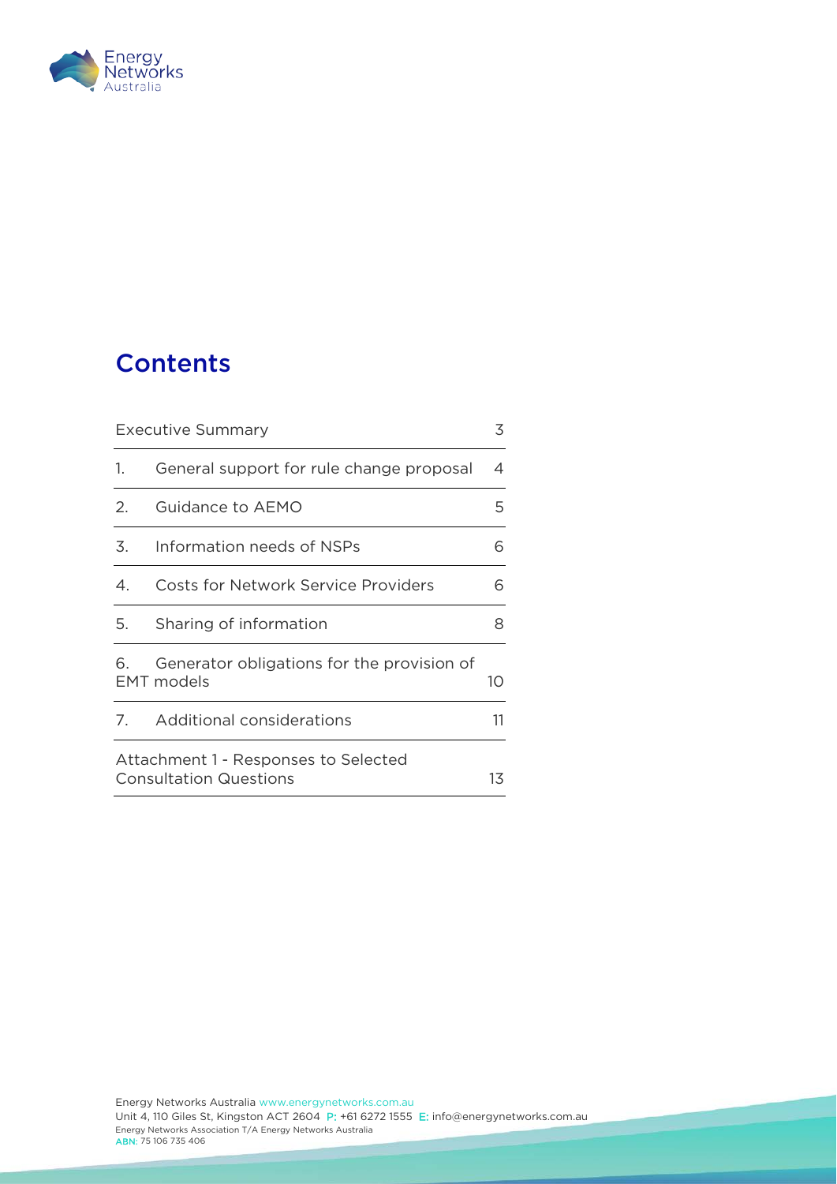# Contents

| | | |
|---|---|---|
| Executive Summary | | 3 |
| 1. | General support for rule change proposal | 4 |
| 2. | Guidance to AEMO | 5 |
| 3. | Information needs of NSPs | 6 |
| 4. | Costs for Network Service Providers | 6 |
| 5. | Sharing of information | 8 |
| 6. | Generator obligations for the provision of EMT models | 10 |
| 7. | Additional considerations | 11 |
| Attachment 1 - Responses to Selected Consultation Questions | | 13 |

Energy Networks Australia www.energynetworks.com.au
Unit 4, 110 Giles St, Kingston ACT 2604 P: +61 6272 1555 E: info@energynetworks.com.au
Energy Networks Association T/A Energy Networks Australia
ABN: 75 106 735 406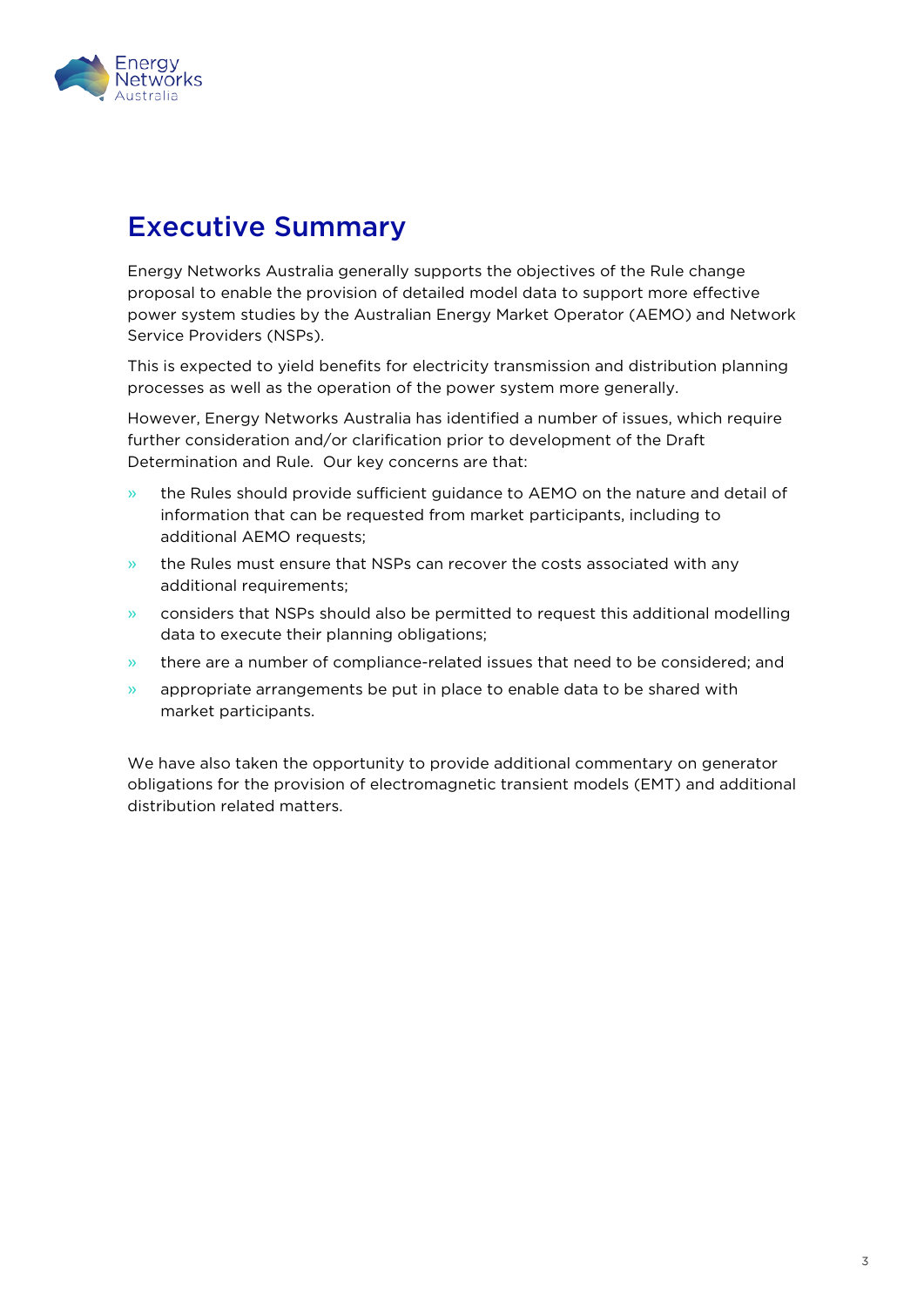# Executive Summary

Energy Networks Australia generally supports the objectives of the Rule change proposal to enable the provision of detailed model data to support more effective power system studies by the Australian Energy Market Operator (AEMO) and Network Service Providers (NSPs).

This is expected to yield benefits for electricity transmission and distribution planning processes as well as the operation of the power system more generally.

However, Energy Networks Australia has identified a number of issues, which require further consideration and/or clarification prior to development of the Draft Determination and Rule. Our key concerns are that:

- the Rules should provide sufficient guidance to AEMO on the nature and detail of information that can be requested from market participants, including to additional AEMO requests;
- the Rules must ensure that NSPs can recover the costs associated with any additional requirements;
- considers that NSPs should also be permitted to request this additional modelling data to execute their planning obligations;
- there are a number of compliance-related issues that need to be considered; and
- appropriate arrangements be put in place to enable data to be shared with market participants.

We have also taken the opportunity to provide additional commentary on generator obligations for the provision of electromagnetic transient models (EMT) and additional distribution related matters.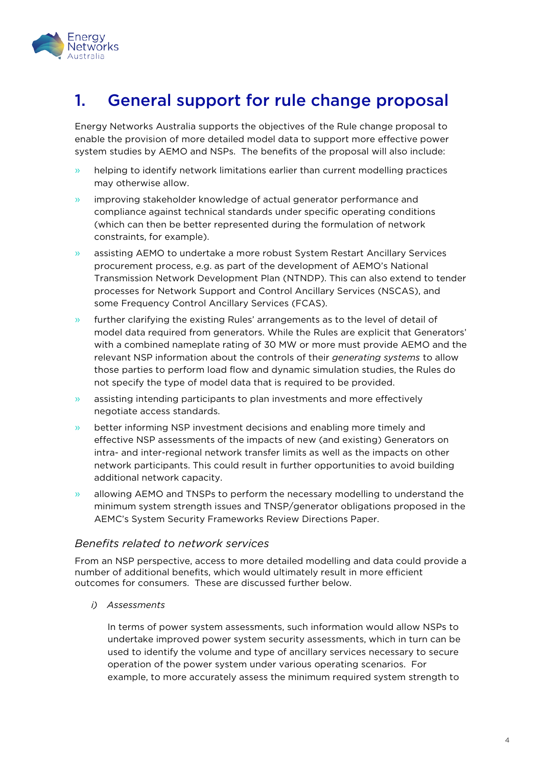# 1. General support for rule change proposal

Energy Networks Australia supports the objectives of the Rule change proposal to enable the provision of more detailed model data to support more effective power system studies by AEMO and NSPs. The benefits of the proposal will also include:

- helping to identify network limitations earlier than current modelling practices may otherwise allow.
- improving stakeholder knowledge of actual generator performance and compliance against technical standards under specific operating conditions (which can then be better represented during the formulation of network constraints, for example).
- assisting AEMO to undertake a more robust System Restart Ancillary Services procurement process, e.g. as part of the development of AEMO's National Transmission Network Development Plan (NTNDP). This can also extend to tender processes for Network Support and Control Ancillary Services (NSCAS), and some Frequency Control Ancillary Services (FCAS).
- further clarifying the existing Rules' arrangements as to the level of detail of model data required from generators. While the Rules are explicit that Generators' with a combined nameplate rating of 30 MW or more must provide AEMO and the relevant NSP information about the controls of their *generating systems* to allow those parties to perform load flow and dynamic simulation studies, the Rules do not specify the type of model data that is required to be provided.
- assisting intending participants to plan investments and more effectively negotiate access standards.
- better informing NSP investment decisions and enabling more timely and effective NSP assessments of the impacts of new (and existing) Generators on intra- and inter-regional network transfer limits as well as the impacts on other network participants. This could result in further opportunities to avoid building additional network capacity.
- allowing AEMO and TNSPs to perform the necessary modelling to understand the minimum system strength issues and TNSP/generator obligations proposed in the AEMC's System Security Frameworks Review Directions Paper.

### *Benefits related to network services*

From an NSP perspective, access to more detailed modelling and data could provide a number of additional benefits, which would ultimately result in more efficient outcomes for consumers. These are discussed further below.

*i) Assessments*

In terms of power system assessments, such information would allow NSPs to undertake improved power system security assessments, which in turn can be used to identify the volume and type of ancillary services necessary to secure operation of the power system under various operating scenarios. For example, to more accurately assess the minimum required system strength to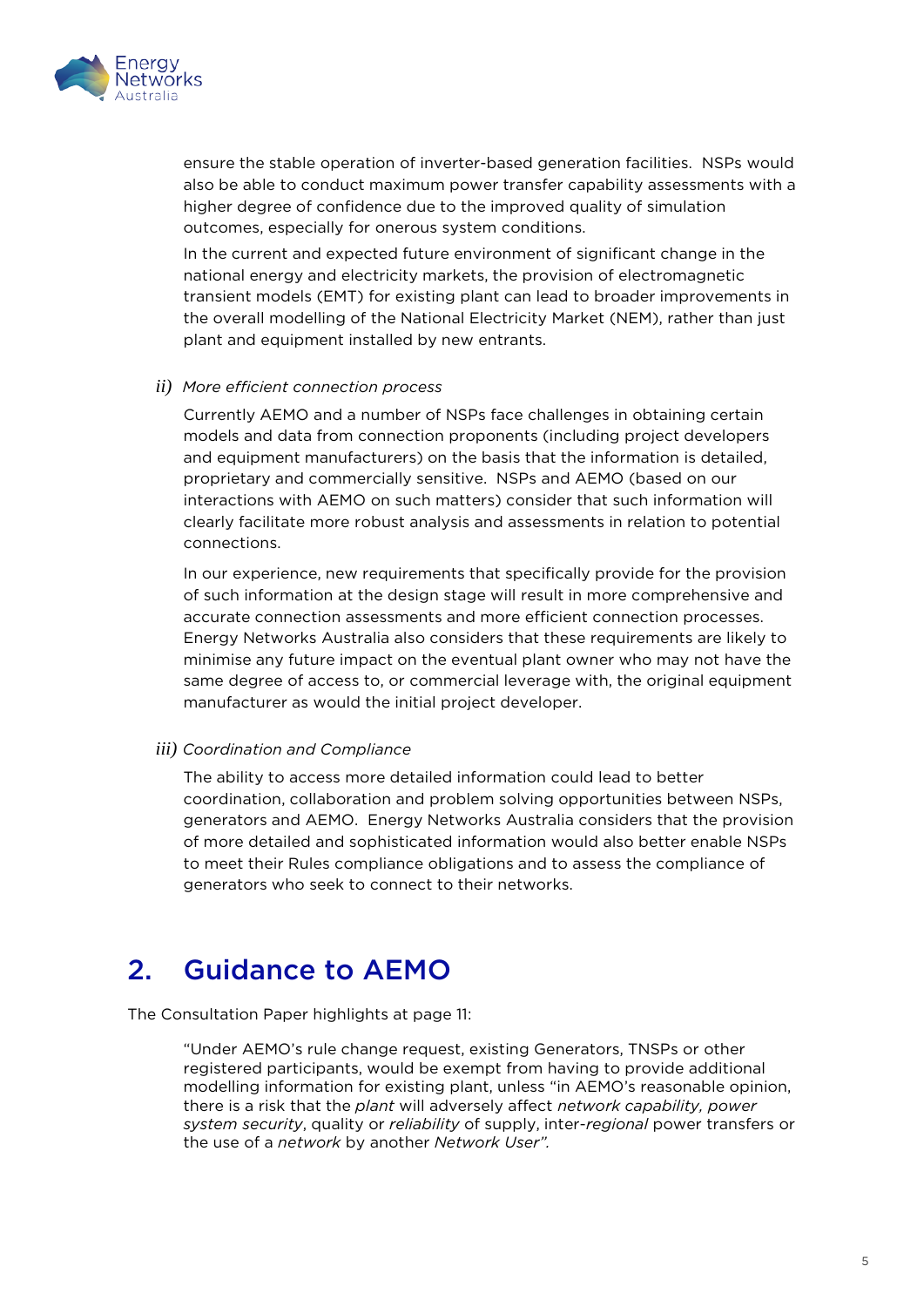ensure the stable operation of inverter-based generation facilities. NSPs would also be able to conduct maximum power transfer capability assessments with a higher degree of confidence due to the improved quality of simulation outcomes, especially for onerous system conditions.

In the current and expected future environment of significant change in the national energy and electricity markets, the provision of electromagnetic transient models (EMT) for existing plant can lead to broader improvements in the overall modelling of the National Electricity Market (NEM), rather than just plant and equipment installed by new entrants.

*ii) More efficient connection process*

Currently AEMO and a number of NSPs face challenges in obtaining certain models and data from connection proponents (including project developers and equipment manufacturers) on the basis that the information is detailed, proprietary and commercially sensitive. NSPs and AEMO (based on our interactions with AEMO on such matters) consider that such information will clearly facilitate more robust analysis and assessments in relation to potential connections.

In our experience, new requirements that specifically provide for the provision of such information at the design stage will result in more comprehensive and accurate connection assessments and more efficient connection processes. Energy Networks Australia also considers that these requirements are likely to minimise any future impact on the eventual plant owner who may not have the same degree of access to, or commercial leverage with, the original equipment manufacturer as would the initial project developer.

*iii) Coordination and Compliance*

The ability to access more detailed information could lead to better coordination, collaboration and problem solving opportunities between NSPs, generators and AEMO. Energy Networks Australia considers that the provision of more detailed and sophisticated information would also better enable NSPs to meet their Rules compliance obligations and to assess the compliance of generators who seek to connect to their networks.

## 2. Guidance to AEMO

The Consultation Paper highlights at page 11:

> "Under AEMO's rule change request, existing Generators, TNSPs or other registered participants, would be exempt from having to provide additional modelling information for existing plant, unless "in AEMO's reasonable opinion, there is a risk that the *plant* will adversely affect *network capability, power system security*, quality or *reliability* of supply, inter-*regional* power transfers or the use of a *network* by another *Network User*".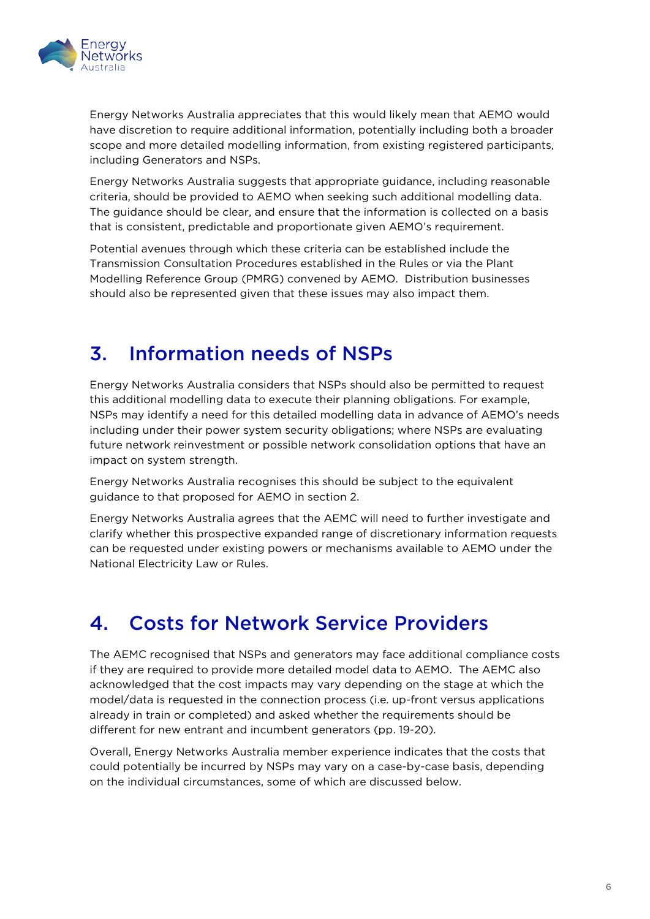Energy Networks Australia appreciates that this would likely mean that AEMO would have discretion to require additional information, potentially including both a broader scope and more detailed modelling information, from existing registered participants, including Generators and NSPs.

Energy Networks Australia suggests that appropriate guidance, including reasonable criteria, should be provided to AEMO when seeking such additional modelling data. The guidance should be clear, and ensure that the information is collected on a basis that is consistent, predictable and proportionate given AEMO's requirement.

Potential avenues through which these criteria can be established include the Transmission Consultation Procedures established in the Rules or via the Plant Modelling Reference Group (PMRG) convened by AEMO. Distribution businesses should also be represented given that these issues may also impact them.

## 3. Information needs of NSPs

Energy Networks Australia considers that NSPs should also be permitted to request this additional modelling data to execute their planning obligations. For example, NSPs may identify a need for this detailed modelling data in advance of AEMO's needs including under their power system security obligations; where NSPs are evaluating future network reinvestment or possible network consolidation options that have an impact on system strength.

Energy Networks Australia recognises this should be subject to the equivalent guidance to that proposed for AEMO in section 2.

Energy Networks Australia agrees that the AEMC will need to further investigate and clarify whether this prospective expanded range of discretionary information requests can be requested under existing powers or mechanisms available to AEMO under the National Electricity Law or Rules.

## 4. Costs for Network Service Providers

The AEMC recognised that NSPs and generators may face additional compliance costs if they are required to provide more detailed model data to AEMO. The AEMC also acknowledged that the cost impacts may vary depending on the stage at which the model/data is requested in the connection process (i.e. up-front versus applications already in train or completed) and asked whether the requirements should be different for new entrant and incumbent generators (pp. 19-20).

Overall, Energy Networks Australia member experience indicates that the costs that could potentially be incurred by NSPs may vary on a case-by-case basis, depending on the individual circumstances, some of which are discussed below.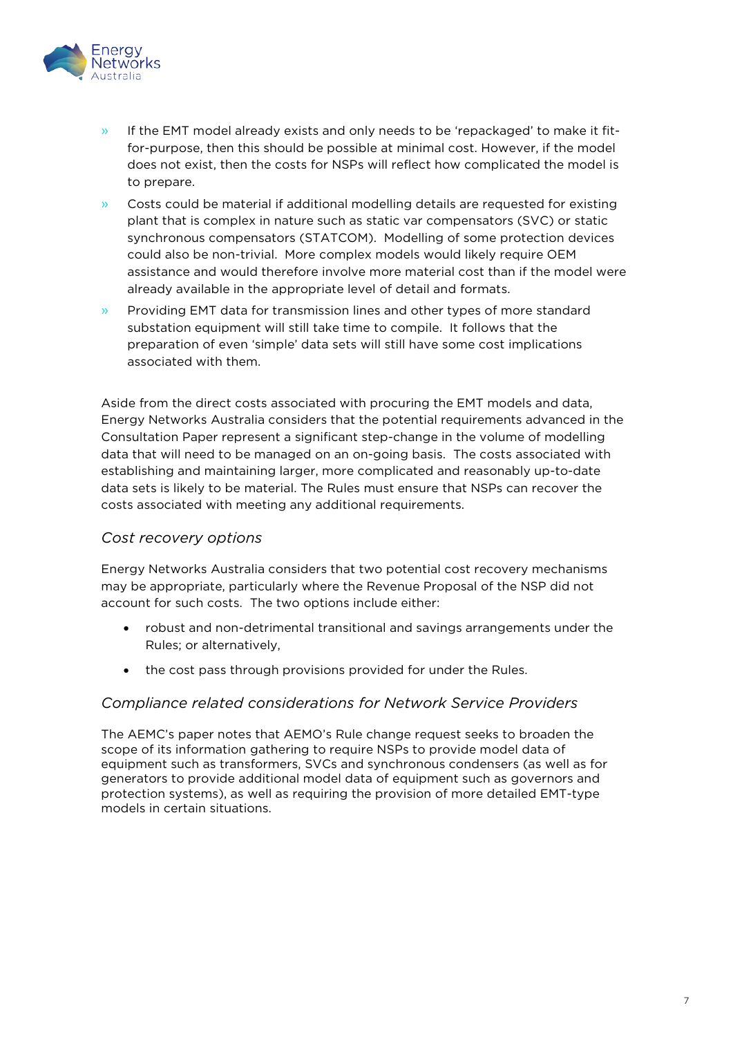- If the EMT model already exists and only needs to be 'repackaged' to make it fit-for-purpose, then this should be possible at minimal cost. However, if the model does not exist, then the costs for NSPs will reflect how complicated the model is to prepare.
- Costs could be material if additional modelling details are requested for existing plant that is complex in nature such as static var compensators (SVC) or static synchronous compensators (STATCOM). Modelling of some protection devices could also be non-trivial. More complex models would likely require OEM assistance and would therefore involve more material cost than if the model were already available in the appropriate level of detail and formats.
- Providing EMT data for transmission lines and other types of more standard substation equipment will still take time to compile. It follows that the preparation of even 'simple' data sets will still have some cost implications associated with them.

Aside from the direct costs associated with procuring the EMT models and data, Energy Networks Australia considers that the potential requirements advanced in the Consultation Paper represent a significant step-change in the volume of modelling data that will need to be managed on an on-going basis. The costs associated with establishing and maintaining larger, more complicated and reasonably up-to-date data sets is likely to be material. The Rules must ensure that NSPs can recover the costs associated with meeting any additional requirements.

### *Cost recovery options*

Energy Networks Australia considers that two potential cost recovery mechanisms may be appropriate, particularly where the Revenue Proposal of the NSP did not account for such costs. The two options include either:

- robust and non-detrimental transitional and savings arrangements under the Rules; or alternatively,
- the cost pass through provisions provided for under the Rules.

### *Compliance related considerations for Network Service Providers*

The AEMC's paper notes that AEMO's Rule change request seeks to broaden the scope of its information gathering to require NSPs to provide model data of equipment such as transformers, SVCs and synchronous condensers (as well as for generators to provide additional model data of equipment such as governors and protection systems), as well as requiring the provision of more detailed EMT-type models in certain situations.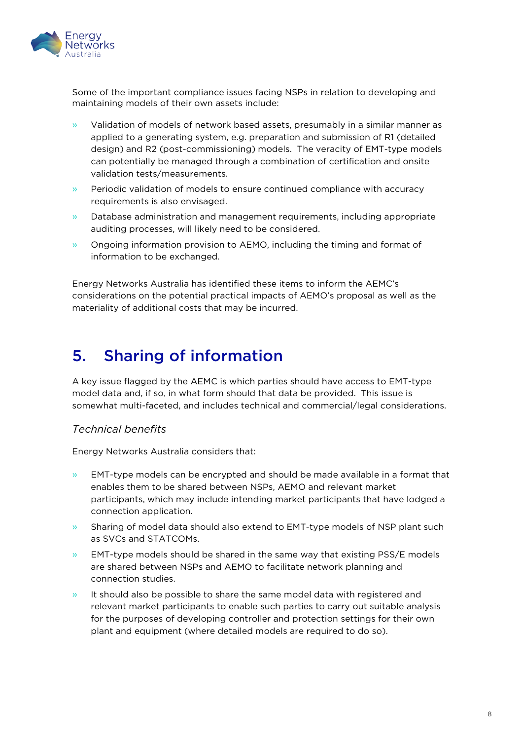Some of the important compliance issues facing NSPs in relation to developing and maintaining models of their own assets include:

- Validation of models of network based assets, presumably in a similar manner as applied to a generating system, e.g. preparation and submission of R1 (detailed design) and R2 (post-commissioning) models. The veracity of EMT-type models can potentially be managed through a combination of certification and onsite validation tests/measurements.
- Periodic validation of models to ensure continued compliance with accuracy requirements is also envisaged.
- Database administration and management requirements, including appropriate auditing processes, will likely need to be considered.
- Ongoing information provision to AEMO, including the timing and format of information to be exchanged.

Energy Networks Australia has identified these items to inform the AEMC's considerations on the potential practical impacts of AEMO's proposal as well as the materiality of additional costs that may be incurred.

# 5. Sharing of information

A key issue flagged by the AEMC is which parties should have access to EMT-type model data and, if so, in what form should that data be provided. This issue is somewhat multi-faceted, and includes technical and commercial/legal considerations.

### *Technical benefits*

Energy Networks Australia considers that:

- EMT-type models can be encrypted and should be made available in a format that enables them to be shared between NSPs, AEMO and relevant market participants, which may include intending market participants that have lodged a connection application.
- Sharing of model data should also extend to EMT-type models of NSP plant such as SVCs and STATCOMs.
- EMT-type models should be shared in the same way that existing PSS/E models are shared between NSPs and AEMO to facilitate network planning and connection studies.
- It should also be possible to share the same model data with registered and relevant market participants to enable such parties to carry out suitable analysis for the purposes of developing controller and protection settings for their own plant and equipment (where detailed models are required to do so).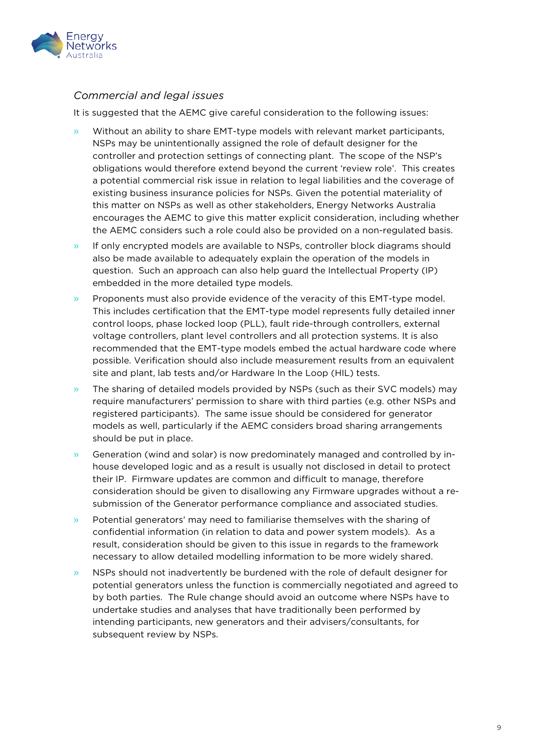### *Commercial and legal issues*

It is suggested that the AEMC give careful consideration to the following issues:

- Without an ability to share EMT-type models with relevant market participants, NSPs may be unintentionally assigned the role of default designer for the controller and protection settings of connecting plant. The scope of the NSP's obligations would therefore extend beyond the current 'review role'. This creates a potential commercial risk issue in relation to legal liabilities and the coverage of existing business insurance policies for NSPs. Given the potential materiality of this matter on NSPs as well as other stakeholders, Energy Networks Australia encourages the AEMC to give this matter explicit consideration, including whether the AEMC considers such a role could also be provided on a non-regulated basis.
- If only encrypted models are available to NSPs, controller block diagrams should also be made available to adequately explain the operation of the models in question. Such an approach can also help guard the Intellectual Property (IP) embedded in the more detailed type models.
- Proponents must also provide evidence of the veracity of this EMT-type model. This includes certification that the EMT-type model represents fully detailed inner control loops, phase locked loop (PLL), fault ride-through controllers, external voltage controllers, plant level controllers and all protection systems. It is also recommended that the EMT-type models embed the actual hardware code where possible. Verification should also include measurement results from an equivalent site and plant, lab tests and/or Hardware In the Loop (HIL) tests.
- The sharing of detailed models provided by NSPs (such as their SVC models) may require manufacturers' permission to share with third parties (e.g. other NSPs and registered participants). The same issue should be considered for generator models as well, particularly if the AEMC considers broad sharing arrangements should be put in place.
- Generation (wind and solar) is now predominately managed and controlled by in-house developed logic and as a result is usually not disclosed in detail to protect their IP. Firmware updates are common and difficult to manage, therefore consideration should be given to disallowing any Firmware upgrades without a re-submission of the Generator performance compliance and associated studies.
- Potential generators' may need to familiarise themselves with the sharing of confidential information (in relation to data and power system models). As a result, consideration should be given to this issue in regards to the framework necessary to allow detailed modelling information to be more widely shared.
- NSPs should not inadvertently be burdened with the role of default designer for potential generators unless the function is commercially negotiated and agreed to by both parties. The Rule change should avoid an outcome where NSPs have to undertake studies and analyses that have traditionally been performed by intending participants, new generators and their advisers/consultants, for subsequent review by NSPs.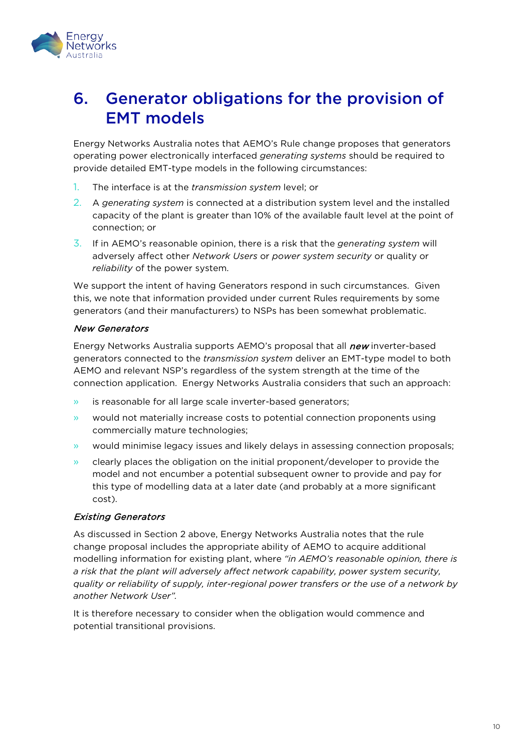# 6. Generator obligations for the provision of EMT models

Energy Networks Australia notes that AEMO's Rule change proposes that generators operating power electronically interfaced *generating systems* should be required to provide detailed EMT-type models in the following circumstances:

1. The interface is at the *transmission system* level; or
2. A *generating system* is connected at a distribution system level and the installed capacity of the plant is greater than 10% of the available fault level at the point of connection; or
3. If in AEMO's reasonable opinion, there is a risk that the *generating system* will adversely affect other *Network Users* or *power system security* or quality or *reliability* of the power system.

We support the intent of having Generators respond in such circumstances. Given this, we note that information provided under current Rules requirements by some generators (and their manufacturers) to NSPs has been somewhat problematic.

*New Generators*

Energy Networks Australia supports AEMO's proposal that all ***new*** inverter-based generators connected to the *transmission system* deliver an EMT-type model to both AEMO and relevant NSP's regardless of the system strength at the time of the connection application. Energy Networks Australia considers that such an approach:

- is reasonable for all large scale inverter-based generators;
- would not materially increase costs to potential connection proponents using commercially mature technologies;
- would minimise legacy issues and likely delays in assessing connection proposals;
- clearly places the obligation on the initial proponent/developer to provide the model and not encumber a potential subsequent owner to provide and pay for this type of modelling data at a later date (and probably at a more significant cost).

*Existing Generators*

As discussed in Section 2 above, Energy Networks Australia notes that the rule change proposal includes the appropriate ability of AEMO to acquire additional modelling information for existing plant, where *"in AEMO's reasonable opinion, there is a risk that the plant will adversely affect network capability, power system security, quality or reliability of supply, inter-regional power transfers or the use of a network by another Network User".*

It is therefore necessary to consider when the obligation would commence and potential transitional provisions.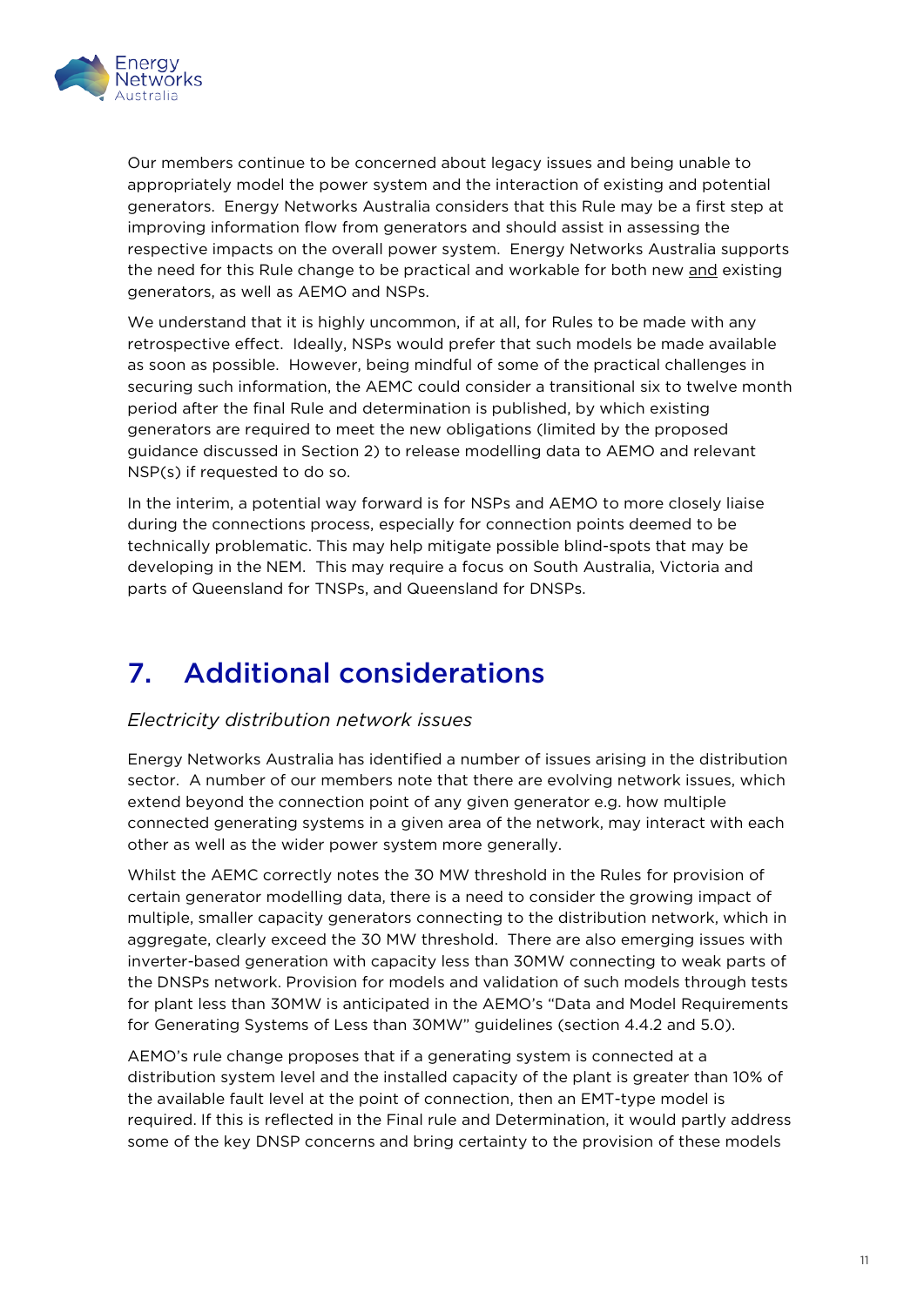Our members continue to be concerned about legacy issues and being unable to appropriately model the power system and the interaction of existing and potential generators. Energy Networks Australia considers that this Rule may be a first step at improving information flow from generators and should assist in assessing the respective impacts on the overall power system. Energy Networks Australia supports the need for this Rule change to be practical and workable for both new and existing generators, as well as AEMO and NSPs.

We understand that it is highly uncommon, if at all, for Rules to be made with any retrospective effect. Ideally, NSPs would prefer that such models be made available as soon as possible. However, being mindful of some of the practical challenges in securing such information, the AEMC could consider a transitional six to twelve month period after the final Rule and determination is published, by which existing generators are required to meet the new obligations (limited by the proposed guidance discussed in Section 2) to release modelling data to AEMO and relevant NSP(s) if requested to do so.

In the interim, a potential way forward is for NSPs and AEMO to more closely liaise during the connections process, especially for connection points deemed to be technically problematic. This may help mitigate possible blind-spots that may be developing in the NEM. This may require a focus on South Australia, Victoria and parts of Queensland for TNSPs, and Queensland for DNSPs.

# 7. Additional considerations

*Electricity distribution network issues*

Energy Networks Australia has identified a number of issues arising in the distribution sector. A number of our members note that there are evolving network issues, which extend beyond the connection point of any given generator e.g. how multiple connected generating systems in a given area of the network, may interact with each other as well as the wider power system more generally.

Whilst the AEMC correctly notes the 30 MW threshold in the Rules for provision of certain generator modelling data, there is a need to consider the growing impact of multiple, smaller capacity generators connecting to the distribution network, which in aggregate, clearly exceed the 30 MW threshold. There are also emerging issues with inverter-based generation with capacity less than 30MW connecting to weak parts of the DNSPs network. Provision for models and validation of such models through tests for plant less than 30MW is anticipated in the AEMO's "Data and Model Requirements for Generating Systems of Less than 30MW" guidelines (section 4.4.2 and 5.0).

AEMO's rule change proposes that if a generating system is connected at a distribution system level and the installed capacity of the plant is greater than 10% of the available fault level at the point of connection, then an EMT-type model is required. If this is reflected in the Final rule and Determination, it would partly address some of the key DNSP concerns and bring certainty to the provision of these models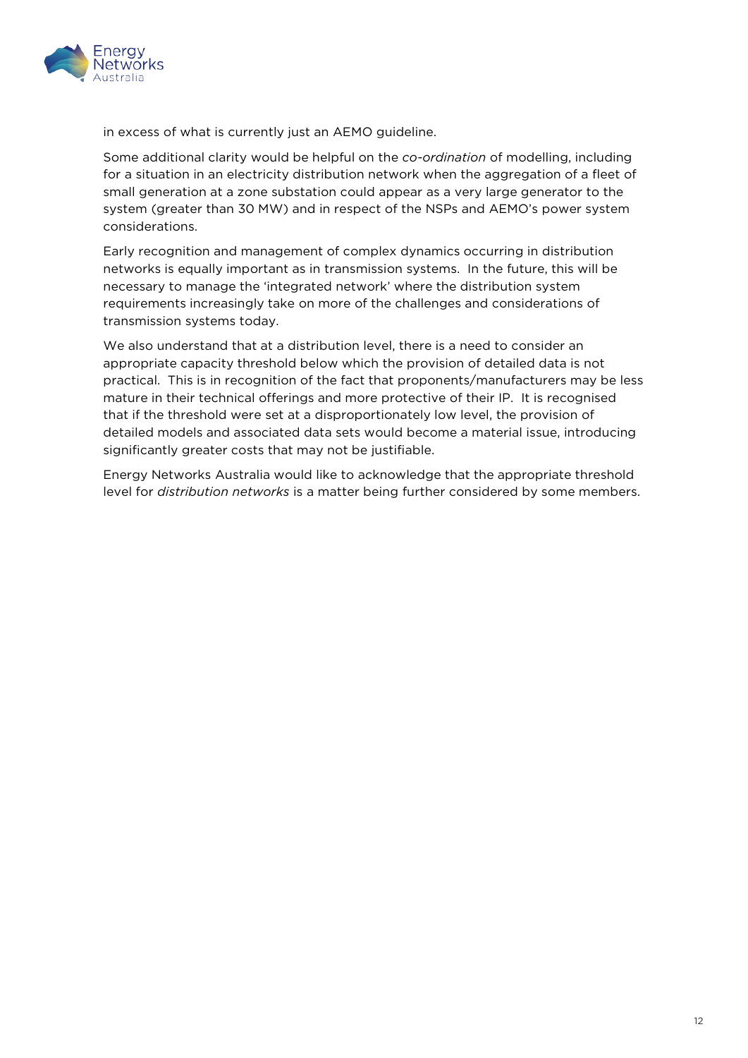in excess of what is currently just an AEMO guideline.

Some additional clarity would be helpful on the *co-ordination* of modelling, including for a situation in an electricity distribution network when the aggregation of a fleet of small generation at a zone substation could appear as a very large generator to the system (greater than 30 MW) and in respect of the NSPs and AEMO's power system considerations.

Early recognition and management of complex dynamics occurring in distribution networks is equally important as in transmission systems. In the future, this will be necessary to manage the 'integrated network' where the distribution system requirements increasingly take on more of the challenges and considerations of transmission systems today.

We also understand that at a distribution level, there is a need to consider an appropriate capacity threshold below which the provision of detailed data is not practical. This is in recognition of the fact that proponents/manufacturers may be less mature in their technical offerings and more protective of their IP. It is recognised that if the threshold were set at a disproportionately low level, the provision of detailed models and associated data sets would become a material issue, introducing significantly greater costs that may not be justifiable.

Energy Networks Australia would like to acknowledge that the appropriate threshold level for *distribution networks* is a matter being further considered by some members.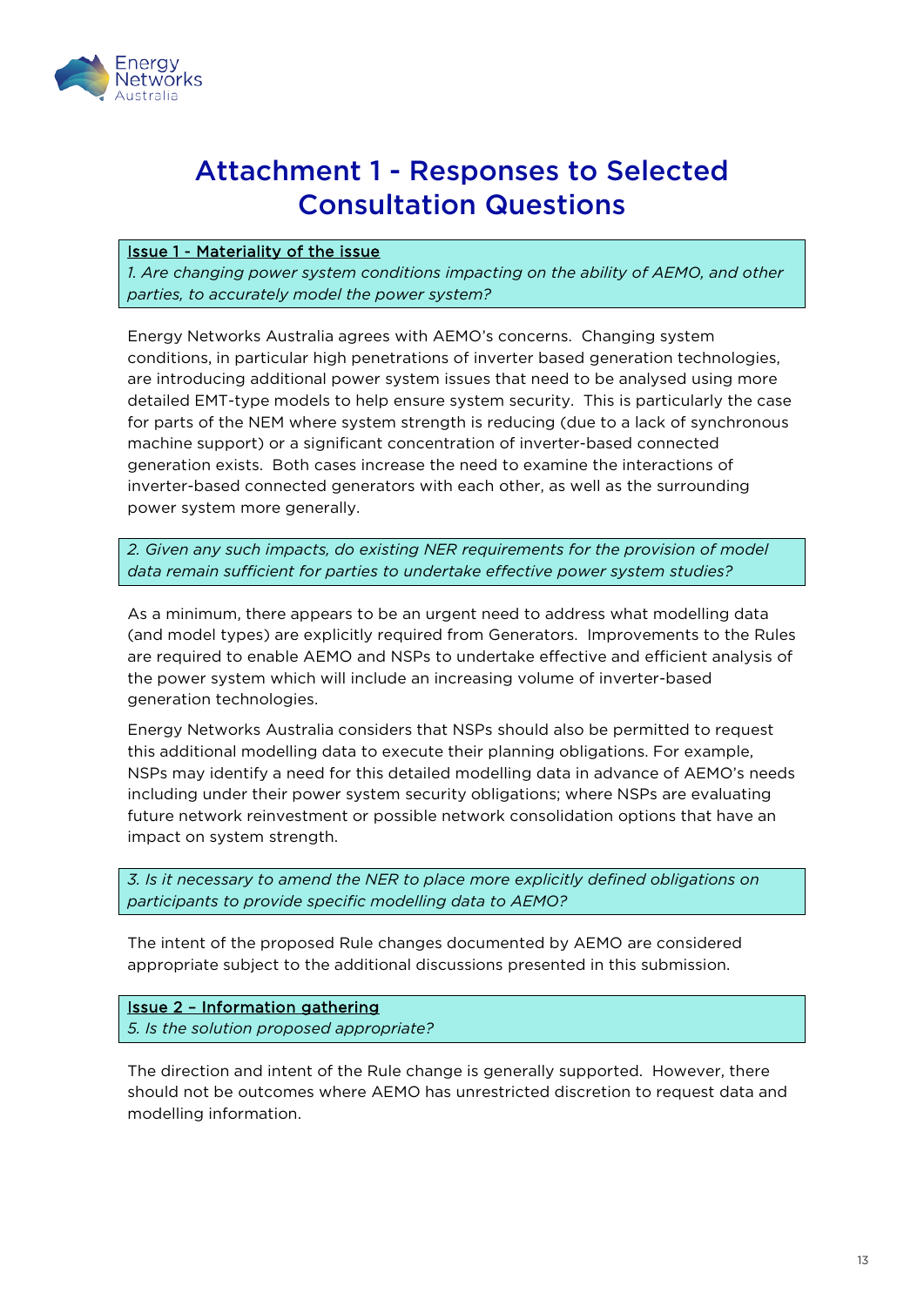# Attachment 1 - Responses to Selected Consultation Questions

**Issue 1 - Materiality of the issue**

*1. Are changing power system conditions impacting on the ability of AEMO, and other parties, to accurately model the power system?*

Energy Networks Australia agrees with AEMO's concerns. Changing system conditions, in particular high penetrations of inverter based generation technologies, are introducing additional power system issues that need to be analysed using more detailed EMT-type models to help ensure system security. This is particularly the case for parts of the NEM where system strength is reducing (due to a lack of synchronous machine support) or a significant concentration of inverter-based connected generation exists. Both cases increase the need to examine the interactions of inverter-based connected generators with each other, as well as the surrounding power system more generally.

*2. Given any such impacts, do existing NER requirements for the provision of model data remain sufficient for parties to undertake effective power system studies?*

As a minimum, there appears to be an urgent need to address what modelling data (and model types) are explicitly required from Generators. Improvements to the Rules are required to enable AEMO and NSPs to undertake effective and efficient analysis of the power system which will include an increasing volume of inverter-based generation technologies.

Energy Networks Australia considers that NSPs should also be permitted to request this additional modelling data to execute their planning obligations. For example, NSPs may identify a need for this detailed modelling data in advance of AEMO's needs including under their power system security obligations; where NSPs are evaluating future network reinvestment or possible network consolidation options that have an impact on system strength.

*3. Is it necessary to amend the NER to place more explicitly defined obligations on participants to provide specific modelling data to AEMO?*

The intent of the proposed Rule changes documented by AEMO are considered appropriate subject to the additional discussions presented in this submission.

**Issue 2 – Information gathering**

*5. Is the solution proposed appropriate?*

The direction and intent of the Rule change is generally supported. However, there should not be outcomes where AEMO has unrestricted discretion to request data and modelling information.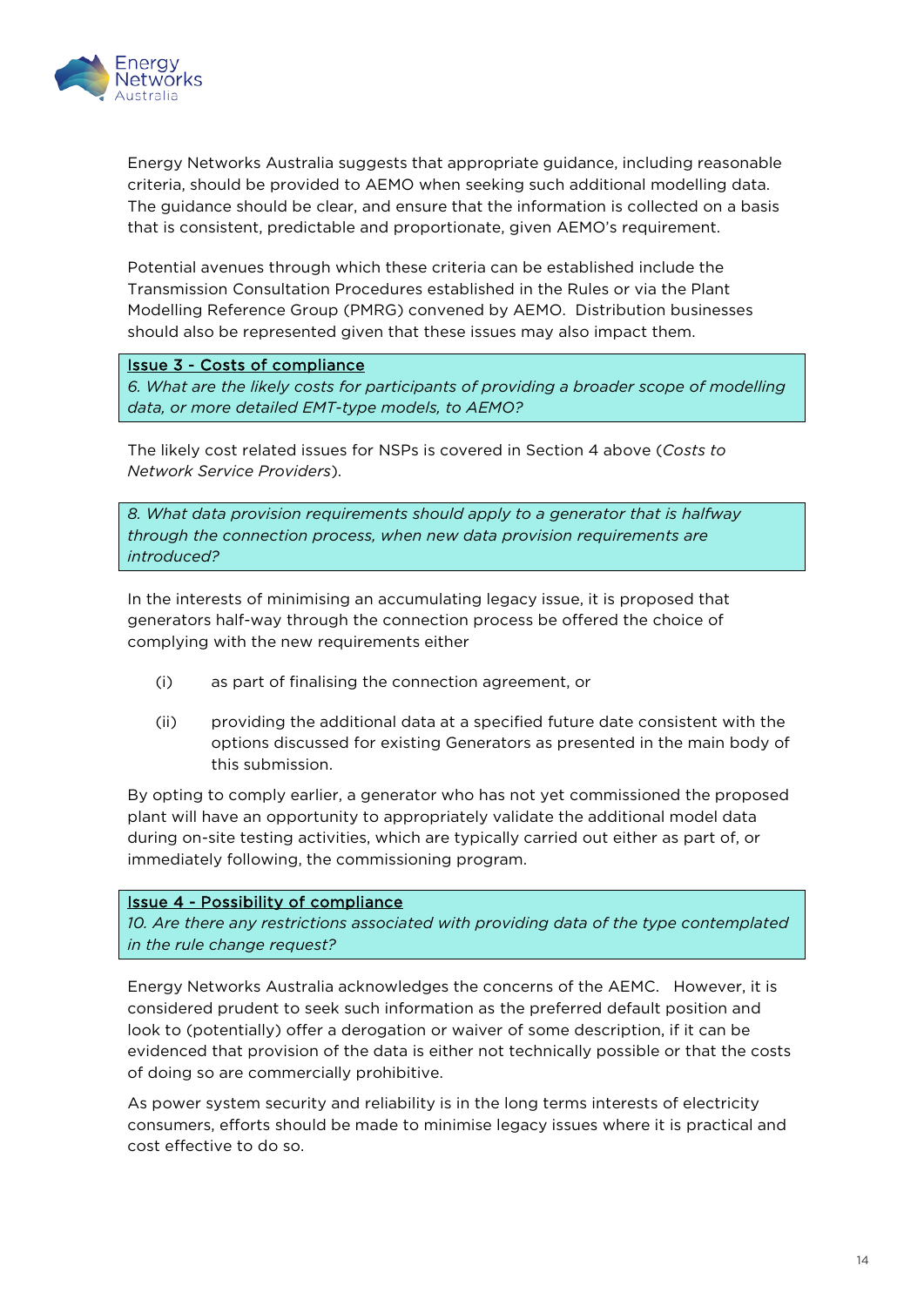Energy Networks Australia suggests that appropriate guidance, including reasonable criteria, should be provided to AEMO when seeking such additional modelling data. The guidance should be clear, and ensure that the information is collected on a basis that is consistent, predictable and proportionate, given AEMO's requirement.

Potential avenues through which these criteria can be established include the Transmission Consultation Procedures established in the Rules or via the Plant Modelling Reference Group (PMRG) convened by AEMO. Distribution businesses should also be represented given that these issues may also impact them.

> <u>Issue 3 - Costs of compliance</u>
> *6. What are the likely costs for participants of providing a broader scope of modelling data, or more detailed EMT-type models, to AEMO?*

The likely cost related issues for NSPs is covered in Section 4 above (*Costs to Network Service Providers*).

> *8. What data provision requirements should apply to a generator that is halfway through the connection process, when new data provision requirements are introduced?*

In the interests of minimising an accumulating legacy issue, it is proposed that generators half-way through the connection process be offered the choice of complying with the new requirements either

(i) as part of finalising the connection agreement, or

(ii) providing the additional data at a specified future date consistent with the options discussed for existing Generators as presented in the main body of this submission.

By opting to comply earlier, a generator who has not yet commissioned the proposed plant will have an opportunity to appropriately validate the additional model data during on-site testing activities, which are typically carried out either as part of, or immediately following, the commissioning program.

> <u>Issue 4 - Possibility of compliance</u>
> *10. Are there any restrictions associated with providing data of the type contemplated in the rule change request?*

Energy Networks Australia acknowledges the concerns of the AEMC. However, it is considered prudent to seek such information as the preferred default position and look to (potentially) offer a derogation or waiver of some description, if it can be evidenced that provision of the data is either not technically possible or that the costs of doing so are commercially prohibitive.

As power system security and reliability is in the long terms interests of electricity consumers, efforts should be made to minimise legacy issues where it is practical and cost effective to do so.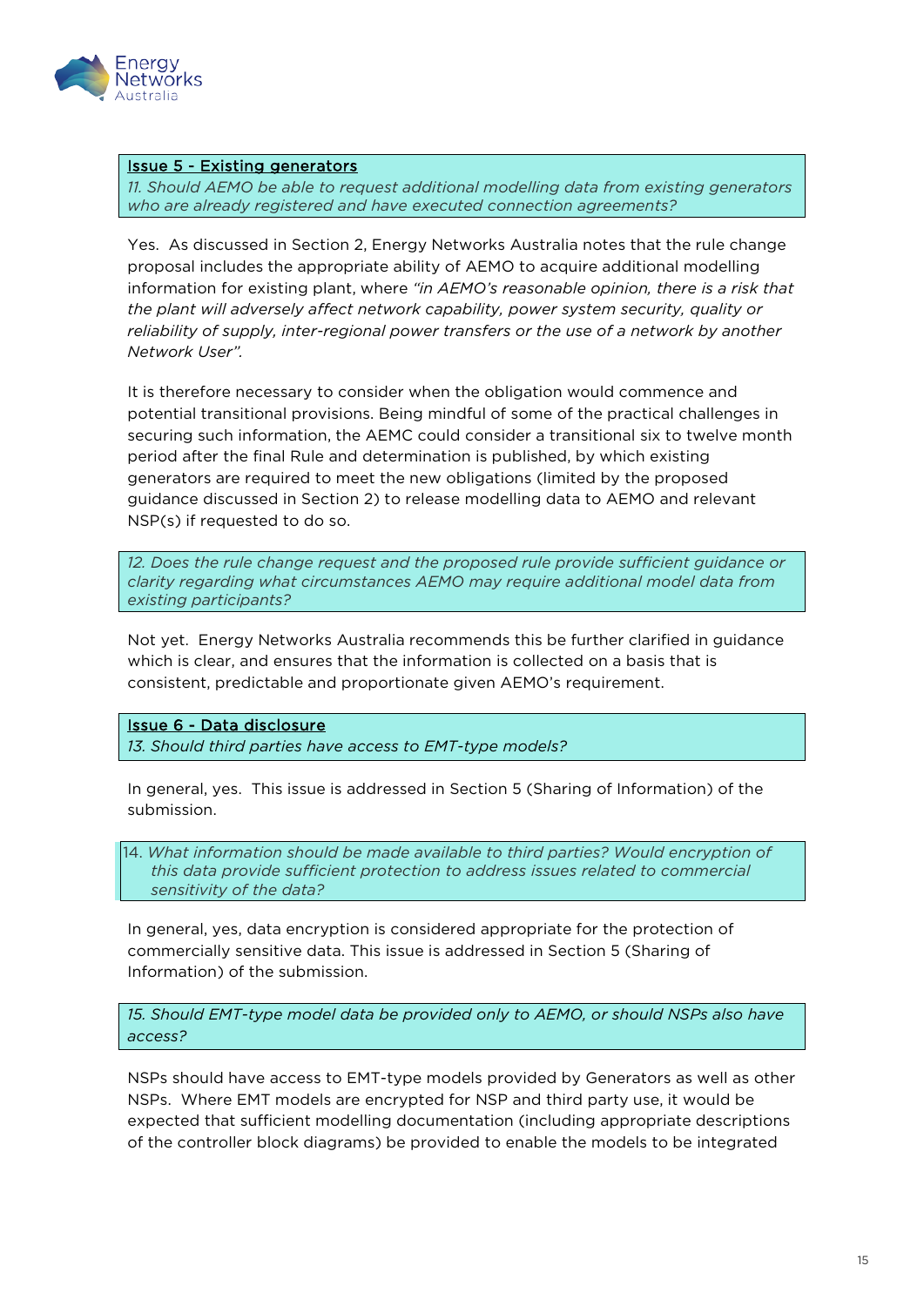**<u>Issue 5 - Existing generators</u>**

*11. Should AEMO be able to request additional modelling data from existing generators who are already registered and have executed connection agreements?*

Yes. As discussed in Section 2, Energy Networks Australia notes that the rule change proposal includes the appropriate ability of AEMO to acquire additional modelling information for existing plant, where *"in AEMO's reasonable opinion, there is a risk that the plant will adversely affect network capability, power system security, quality or reliability of supply, inter-regional power transfers or the use of a network by another Network User"*.

It is therefore necessary to consider when the obligation would commence and potential transitional provisions. Being mindful of some of the practical challenges in securing such information, the AEMC could consider a transitional six to twelve month period after the final Rule and determination is published, by which existing generators are required to meet the new obligations (limited by the proposed guidance discussed in Section 2) to release modelling data to AEMO and relevant NSP(s) if requested to do so.

*12. Does the rule change request and the proposed rule provide sufficient guidance or clarity regarding what circumstances AEMO may require additional model data from existing participants?*

Not yet. Energy Networks Australia recommends this be further clarified in guidance which is clear, and ensures that the information is collected on a basis that is consistent, predictable and proportionate given AEMO's requirement.

**<u>Issue 6 - Data disclosure</u>**

*13. Should third parties have access to EMT-type models?*

In general, yes. This issue is addressed in Section 5 (Sharing of Information) of the submission.

14. *What information should be made available to third parties? Would encryption of this data provide sufficient protection to address issues related to commercial sensitivity of the data?*

In general, yes, data encryption is considered appropriate for the protection of commercially sensitive data. This issue is addressed in Section 5 (Sharing of Information) of the submission.

*15. Should EMT-type model data be provided only to AEMO, or should NSPs also have access?*

NSPs should have access to EMT-type models provided by Generators as well as other NSPs. Where EMT models are encrypted for NSP and third party use, it would be expected that sufficient modelling documentation (including appropriate descriptions of the controller block diagrams) be provided to enable the models to be integrated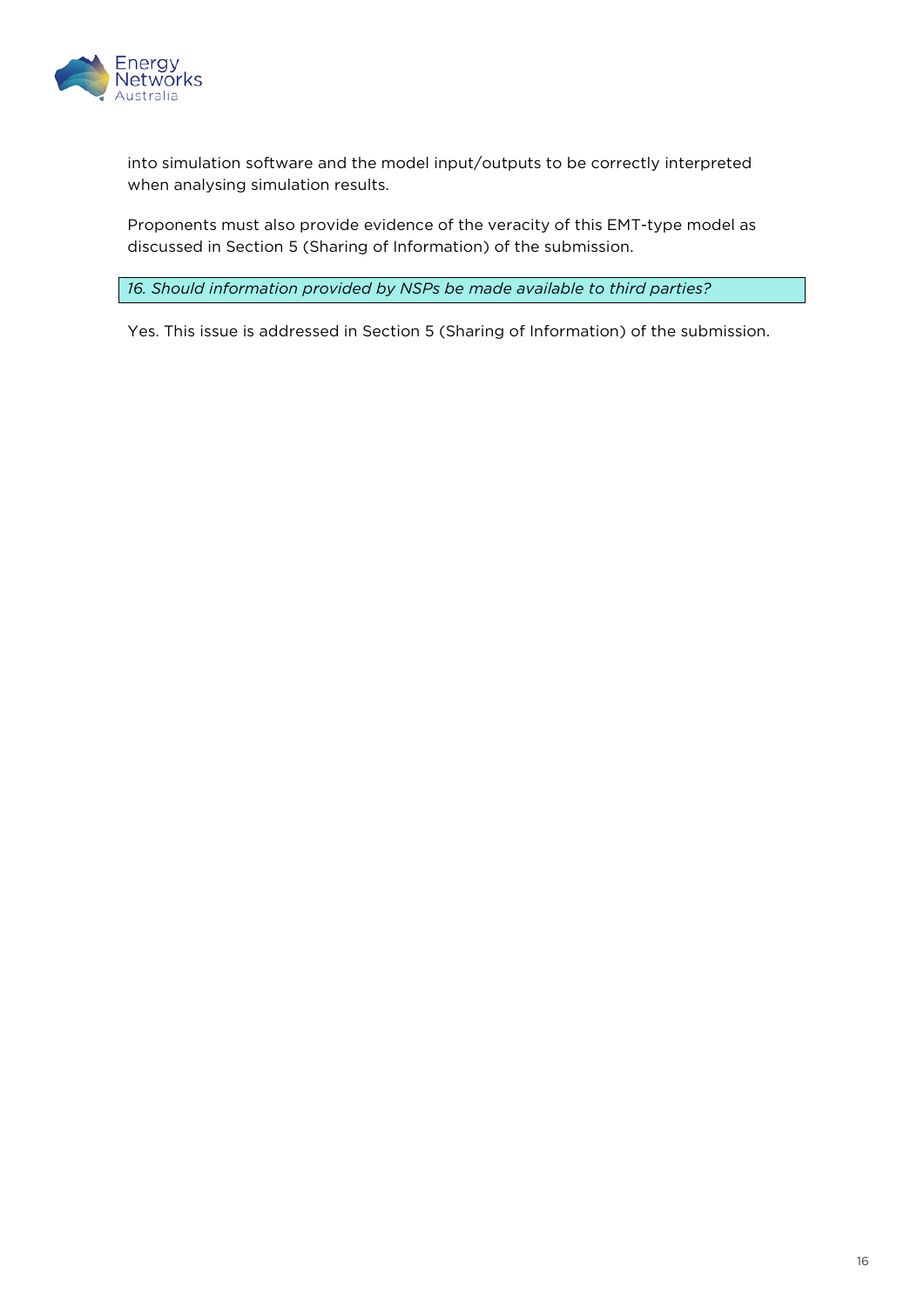into simulation software and the model input/outputs to be correctly interpreted when analysing simulation results.

Proponents must also provide evidence of the veracity of this EMT-type model as discussed in Section 5 (Sharing of Information) of the submission.

*16. Should information provided by NSPs be made available to third parties?*

Yes. This issue is addressed in Section 5 (Sharing of Information) of the submission.